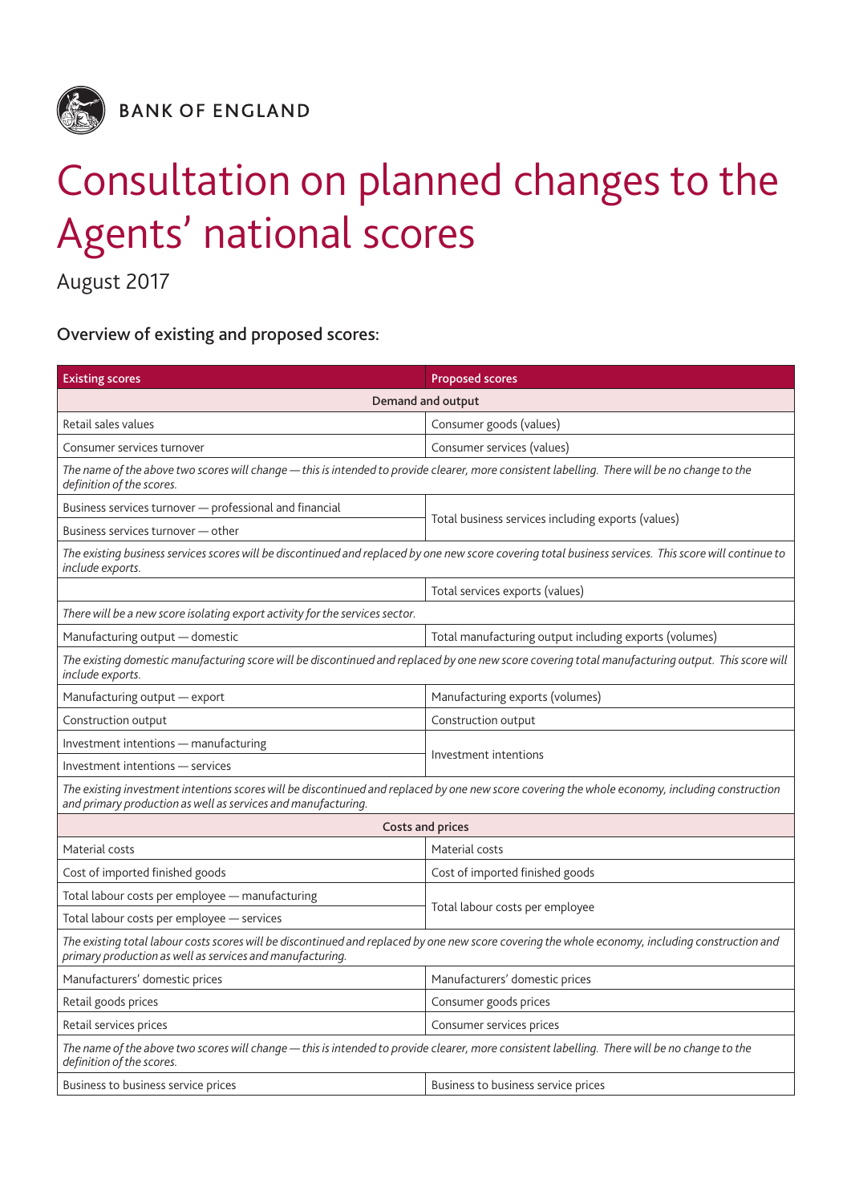BANK OF ENGLAND

# Consultation on planned changes to the Agents' national scores

August 2017

## Overview of existing and proposed scores:

| Existing scores | Proposed scores |
|---|---|
| **Demand and output** | |
| Retail sales values | Consumer goods (values) |
| Consumer services turnover | Consumer services (values) |
| *The name of the above two scores will change — this is intended to provide clearer, more consistent labelling. There will be no change to the definition of the scores.* | |
| Business services turnover — professional and financial | Total business services including exports (values) |
| Business services turnover — other | |
| *The existing business services scores will be discontinued and replaced by one new score covering total business services. This score will continue to include exports.* | |
| | Total services exports (values) |
| *There will be a new score isolating export activity for the services sector.* | |
| Manufacturing output — domestic | Total manufacturing output including exports (volumes) |
| *The existing domestic manufacturing score will be discontinued and replaced by one new score covering total manufacturing output. This score will include exports.* | |
| Manufacturing output — export | Manufacturing exports (volumes) |
| Construction output | Construction output |
| Investment intentions — manufacturing | Investment intentions |
| Investment intentions — services | |
| *The existing investment intentions scores will be discontinued and replaced by one new score covering the whole economy, including construction and primary production as well as services and manufacturing.* | |
| **Costs and prices** | |
| Material costs | Material costs |
| Cost of imported finished goods | Cost of imported finished goods |
| Total labour costs per employee — manufacturing | Total labour costs per employee |
| Total labour costs per employee — services | |
| *The existing total labour costs scores will be discontinued and replaced by one new score covering the whole economy, including construction and primary production as well as services and manufacturing.* | |
| Manufacturers' domestic prices | Manufacturers' domestic prices |
| Retail goods prices | Consumer goods prices |
| Retail services prices | Consumer services prices |
| *The name of the above two scores will change — this is intended to provide clearer, more consistent labelling. There will be no change to the definition of the scores.* | |
| Business to business service prices | Business to business service prices |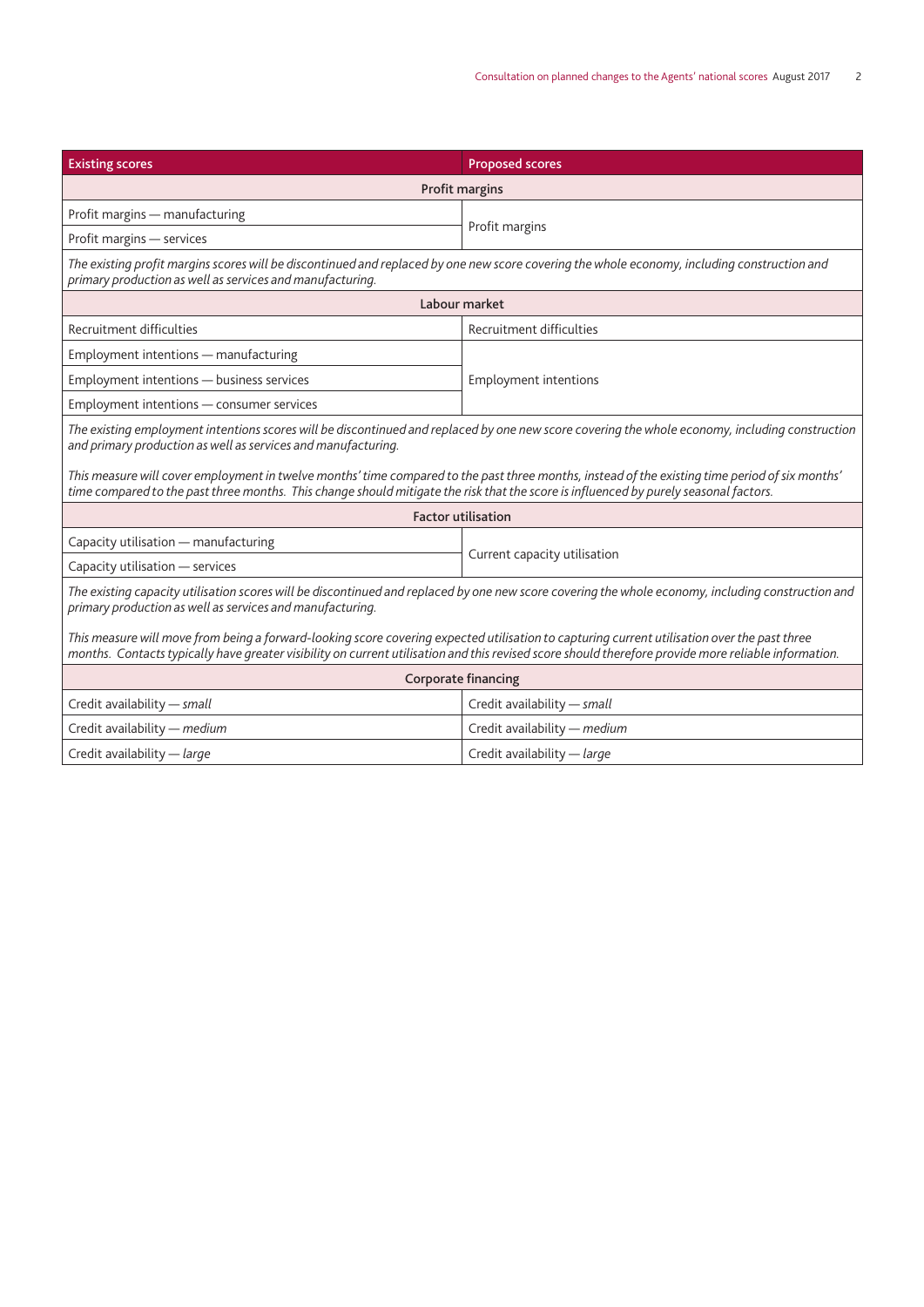| Existing scores | Proposed scores |
|---|---|
| **Profit margins** | |
| Profit margins — manufacturing | Profit margins |
| Profit margins — services | |
| *The existing profit margins scores will be discontinued and replaced by one new score covering the whole economy, including construction and primary production as well as services and manufacturing.* | |
| **Labour market** | |
| Recruitment difficulties | Recruitment difficulties |
| Employment intentions — manufacturing | Employment intentions |
| Employment intentions — business services | |
| Employment intentions — consumer services | |
| *The existing employment intentions scores will be discontinued and replaced by one new score covering the whole economy, including construction and primary production as well as services and manufacturing.* *This measure will cover employment in twelve months' time compared to the past three months, instead of the existing time period of six months' time compared to the past three months. This change should mitigate the risk that the score is influenced by purely seasonal factors.* | |
| **Factor utilisation** | |
| Capacity utilisation — manufacturing | Current capacity utilisation |
| Capacity utilisation — services | |
| *The existing capacity utilisation scores will be discontinued and replaced by one new score covering the whole economy, including construction and primary production as well as services and manufacturing.* *This measure will move from being a forward-looking score covering expected utilisation to capturing current utilisation over the past three months. Contacts typically have greater visibility on current utilisation and this revised score should therefore provide more reliable information.* | |
| **Corporate financing** | |
| Credit availability — *small* | Credit availability — *small* |
| Credit availability — *medium* | Credit availability — *medium* |
| Credit availability — *large* | Credit availability — *large* |